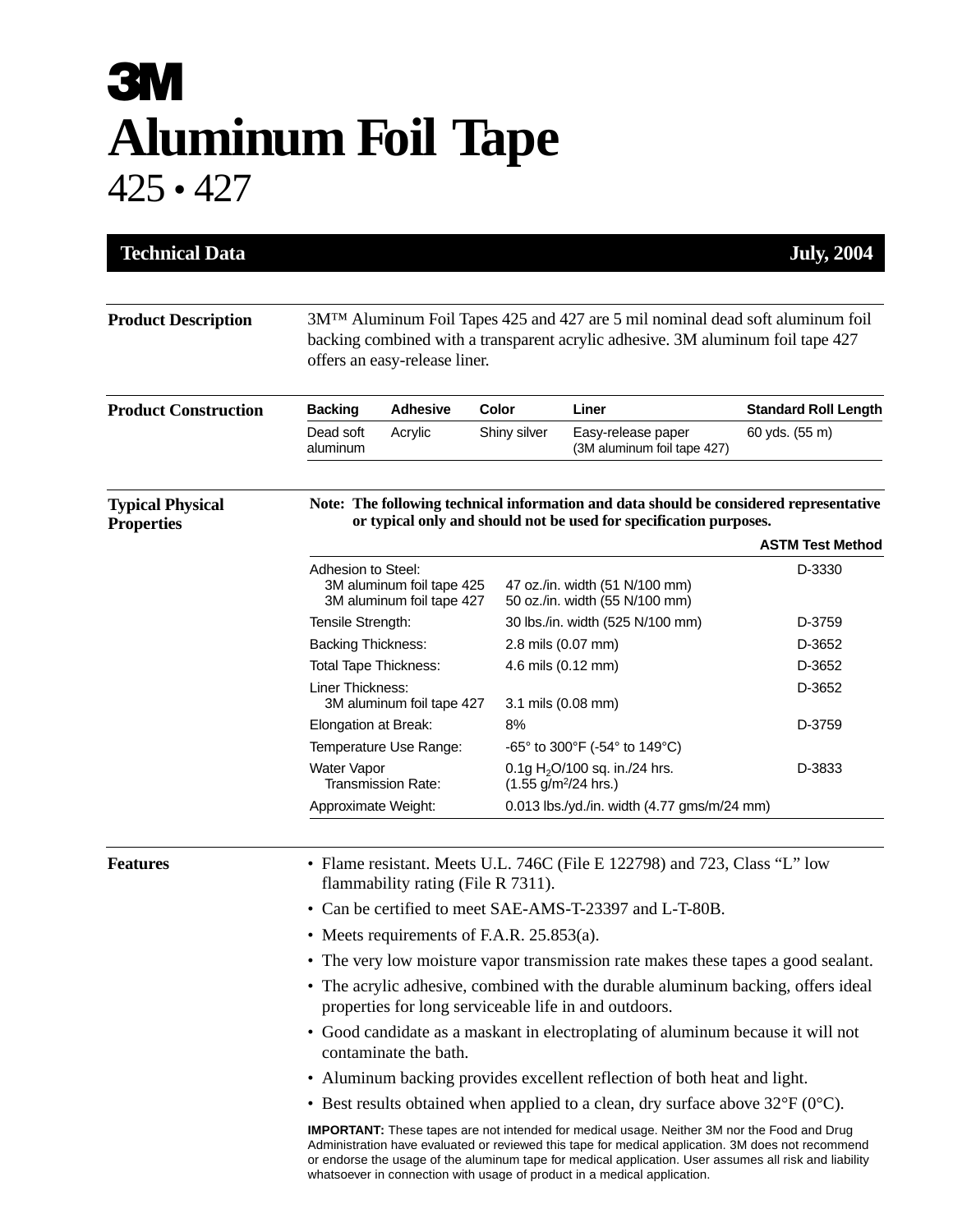# 3M

# Aluminum Foil Tape

## 425 • 427

**Technical Data** — **July, 2004**

## Product Description

3M™ Aluminum Foil Tapes 425 and 427 are 5 mil nominal dead soft aluminum foil backing combined with a transparent acrylic adhesive. 3M aluminum foil tape 427 offers an easy-release liner.

## Product Construction

| Backing | Adhesive | Color | Liner | Standard Roll Length |
|---|---|---|---|---|
| Dead soft aluminum | Acrylic | Shiny silver | Easy-release paper (3M aluminum foil tape 427) | 60 yds. (55 m) |

## Typical Physical Properties

**Note: The following technical information and data should be considered representative or typical only and should not be used for specification purposes.**

| | | ASTM Test Method |
|---|---|---|
| Adhesion to Steel: | | D-3330 |
| 3M aluminum foil tape 425 | 47 oz./in. width (51 N/100 mm) | |
| 3M aluminum foil tape 427 | 50 oz./in. width (55 N/100 mm) | |
| Tensile Strength: | 30 lbs./in. width (525 N/100 mm) | D-3759 |
| Backing Thickness: | 2.8 mils (0.07 mm) | D-3652 |
| Total Tape Thickness: | 4.6 mils (0.12 mm) | D-3652 |
| Liner Thickness: | | D-3652 |
| 3M aluminum foil tape 427 | 3.1 mils (0.08 mm) | |
| Elongation at Break: | 8% | D-3759 |
| Temperature Use Range: | -65° to 300°F (-54° to 149°C) | |
| Water Vapor Transmission Rate: | 0.1g $H_2O$/100 sq. in./24 hrs. (1.55 g/$m^2$/24 hrs.) | D-3833 |
| Approximate Weight: | 0.013 lbs./yd./in. width (4.77 gms/m/24 mm) | |

## Features

- Flame resistant. Meets U.L. 746C (File E 122798) and 723, Class "L" low flammability rating (File R 7311).
- Can be certified to meet SAE-AMS-T-23397 and L-T-80B.
- Meets requirements of F.A.R. 25.853(a).
- The very low moisture vapor transmission rate makes these tapes a good sealant.
- The acrylic adhesive, combined with the durable aluminum backing, offers ideal properties for long serviceable life in and outdoors.
- Good candidate as a maskant in electroplating of aluminum because it will not contaminate the bath.
- Aluminum backing provides excellent reflection of both heat and light.
- Best results obtained when applied to a clean, dry surface above 32°F (0°C).

**IMPORTANT:** These tapes are not intended for medical usage. Neither 3M nor the Food and Drug Administration have evaluated or reviewed this tape for medical application. 3M does not recommend or endorse the usage of the aluminum tape for medical application. User assumes all risk and liability whatsoever in connection with usage of product in a medical application.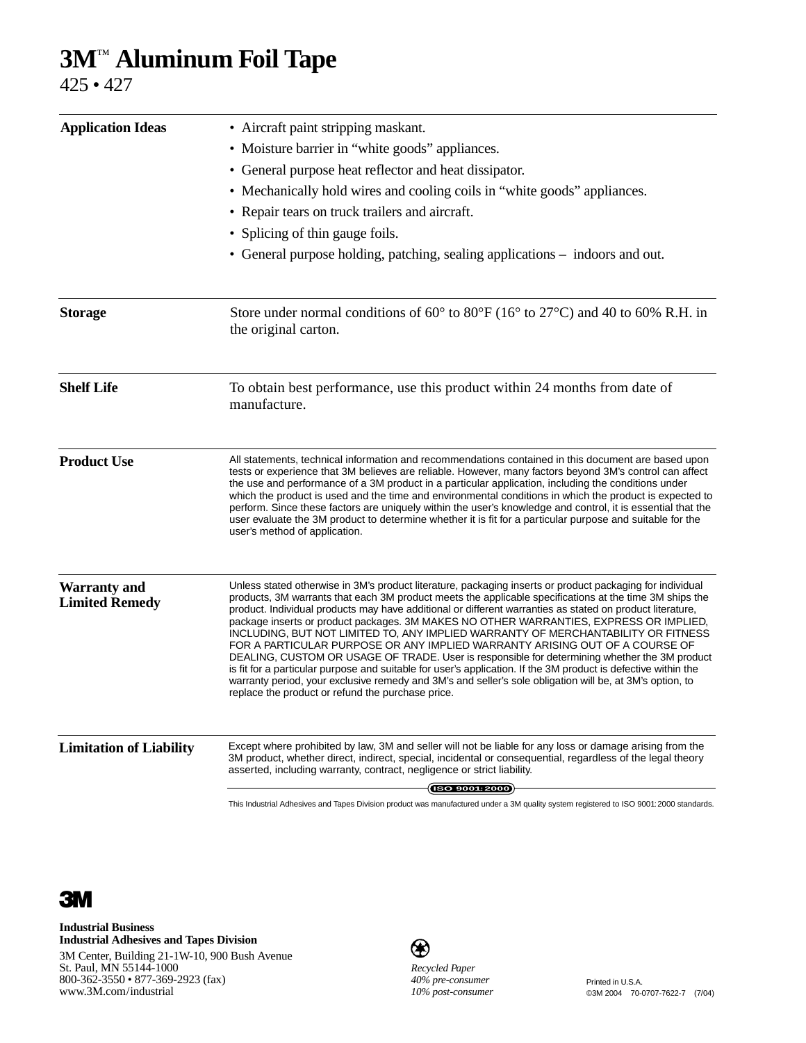# 3M™ Aluminum Foil Tape

425 • 427

## Application Ideas

- Aircraft paint stripping maskant.
- Moisture barrier in "white goods" appliances.
- General purpose heat reflector and heat dissipator.
- Mechanically hold wires and cooling coils in "white goods" appliances.
- Repair tears on truck trailers and aircraft.
- Splicing of thin gauge foils.
- General purpose holding, patching, sealing applications – indoors and out.

## Storage

Store under normal conditions of 60° to 80°F (16° to 27°C) and 40 to 60% R.H. in the original carton.

## Shelf Life

To obtain best performance, use this product within 24 months from date of manufacture.

## Product Use

All statements, technical information and recommendations contained in this document are based upon tests or experience that 3M believes are reliable. However, many factors beyond 3M's control can affect the use and performance of a 3M product in a particular application, including the conditions under which the product is used and the time and environmental conditions in which the product is expected to perform. Since these factors are uniquely within the user's knowledge and control, it is essential that the user evaluate the 3M product to determine whether it is fit for a particular purpose and suitable for the user's method of application.

## Warranty and Limited Remedy

Unless stated otherwise in 3M's product literature, packaging inserts or product packaging for individual products, 3M warrants that each 3M product meets the applicable specifications at the time 3M ships the product. Individual products may have additional or different warranties as stated on product literature, package inserts or product packages. 3M MAKES NO OTHER WARRANTIES, EXPRESS OR IMPLIED, INCLUDING, BUT NOT LIMITED TO, ANY IMPLIED WARRANTY OF MERCHANTABILITY OR FITNESS FOR A PARTICULAR PURPOSE OR ANY IMPLIED WARRANTY ARISING OUT OF A COURSE OF DEALING, CUSTOM OR USAGE OF TRADE. User is responsible for determining whether the 3M product is fit for a particular purpose and suitable for user's application. If the 3M product is defective within the warranty period, your exclusive remedy and 3M's and seller's sole obligation will be, at 3M's option, to replace the product or refund the purchase price.

## Limitation of Liability

Except where prohibited by law, 3M and seller will not be liable for any loss or damage arising from the 3M product, whether direct, indirect, special, incidental or consequential, regardless of the legal theory asserted, including warranty, contract, negligence or strict liability.

ISO 9001:2000

This Industrial Adhesives and Tapes Division product was manufactured under a 3M quality system registered to ISO 9001:2000 standards.

3M

**Industrial Business**
**Industrial Adhesives and Tapes Division**
3M Center, Building 21-1W-10, 900 Bush Avenue
St. Paul, MN 55144-1000
800-362-3550 • 877-369-2923 (fax)
www.3M.com/industrial

*Recycled Paper*
*40% pre-consumer*
*10% post-consumer*

Printed in U.S.A.
©3M 2004 70-0707-7622-7 (7/04)